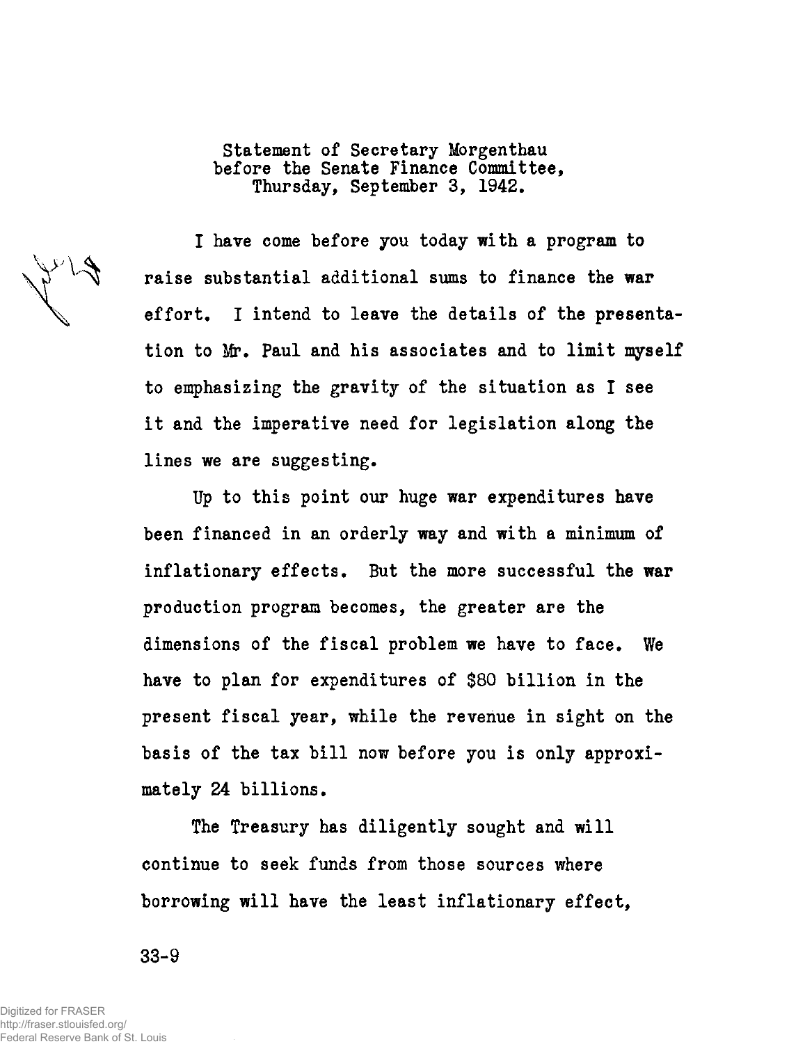Statement of Secretary Morgenthau before the Senate Finance Committee, Thursday, September 3, 1942.

I have come before you today with a program to raise substantial additional sums to finance the war effort. I intend to leave the details of the presentation to Mr. Paul and his associates and to limit myself to emphasizing the gravity of the situation as I see it and the imperative need for legislation along the lines we are suggesting.

Up to this point our huge war expenditures have been financed in an orderly way and with a minimum of inflationary effects. But the more successful the war production program becomes, the greater are the dimensions of the fiscal problem we have to face. We have to plan for expenditures of $80 billion in the present fiscal year, while the revenue in sight on the basis of the tax bill now before you is only approximately 24 billions.

The Treasury has diligently sought and will continue to seek funds from those sources where borrowing will have the least inflationary effect,

33-9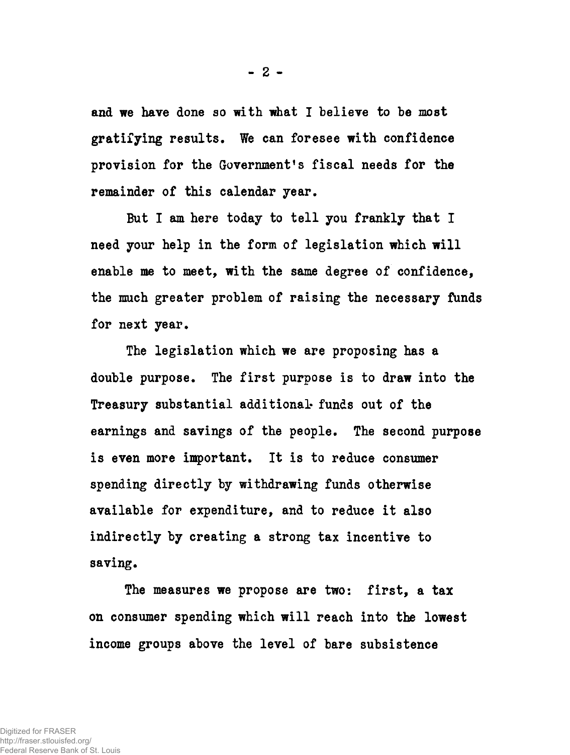and we have done so with what I believe to be most gratifying results. We can foresee with confidence provision for the Government's fiscal needs for the remainder of this calendar year.

But I am here today to tell you frankly that I need your help in the form of legislation which will enable me to meet, with the same degree of confidence, the much greater problem of raising the necessary funds for next year.

The legislation which we are proposing has a double purpose. The first purpose is to draw into the Treasury substantial additional funds out of the earnings and savings of the people. The second purpose is even more important. It is to reduce consumer spending directly by withdrawing funds otherwise available for expenditure, and to reduce it also indirectly by creating a strong tax incentive to saving.

The measures we propose are two: first, a tax on consumer spending which will reach into the lowest income groups above the level of bare subsistence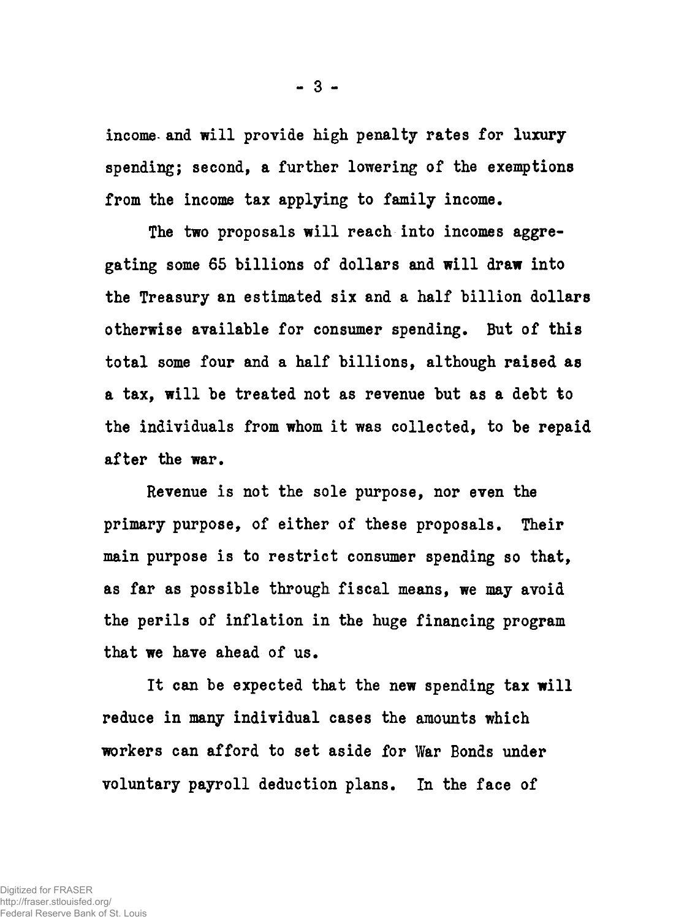income and will provide high penalty rates for luxury spending; second, a further lowering of the exemptions from the income tax applying to family income.

The two proposals will reach into incomes aggregating some 65 billions of dollars and will draw into the Treasury an estimated six and a half billion dollars otherwise available for consumer spending. But of this total some four and a half billions, although raised as a tax, will be treated not as revenue but as a debt to the individuals from whom it was collected, to be repaid after the war.

Revenue is not the sole purpose, nor even the primary purpose, of either of these proposals. Their main purpose is to restrict consumer spending so that, as far as possible through fiscal means, we may avoid the perils of inflation in the huge financing program that we have ahead of us.

It can be expected that the new spending tax will reduce in many individual cases the amounts which workers can afford to set aside for War Bonds under voluntary payroll deduction plans. In the face of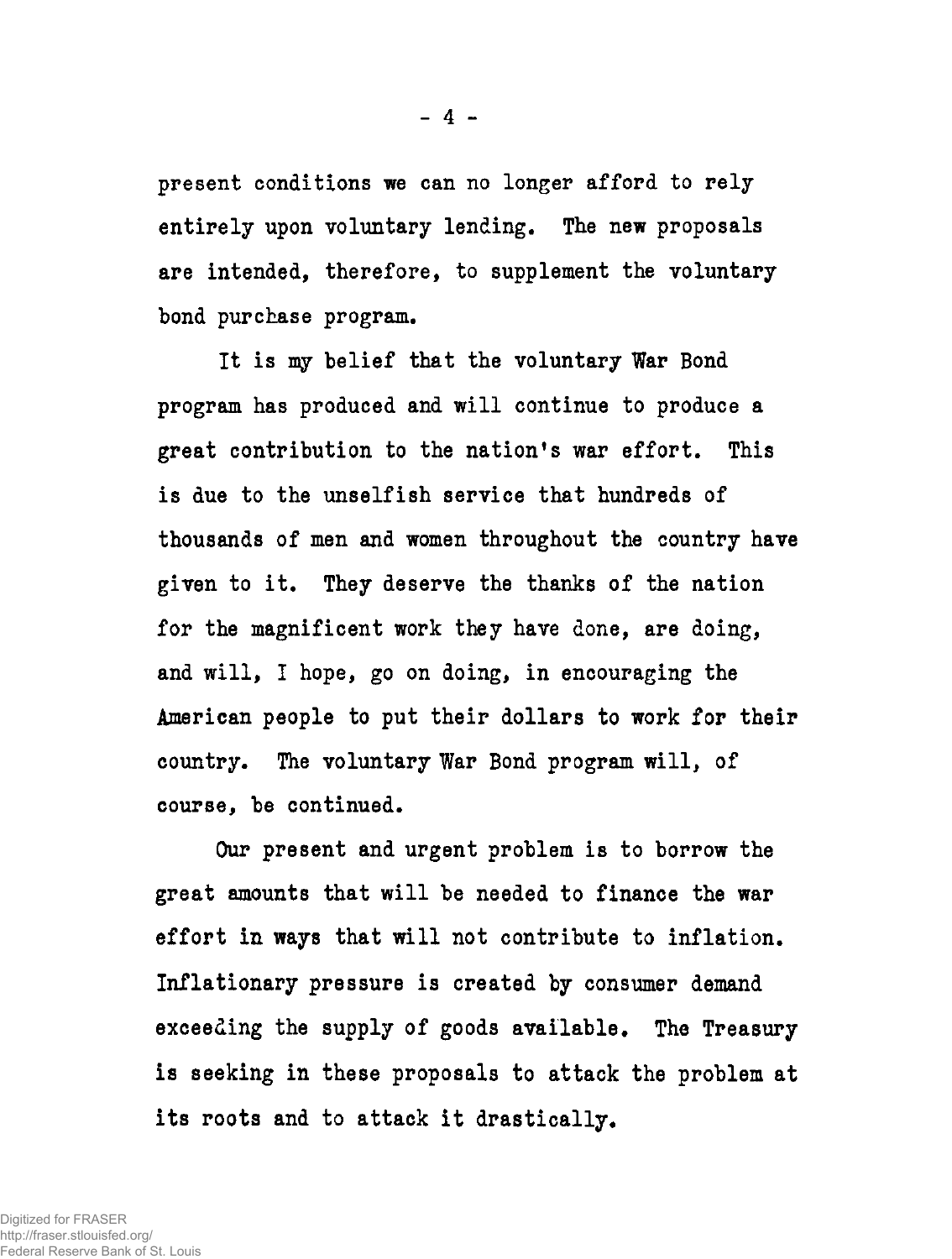present conditions we can no longer afford to rely entirely upon voluntary lending. The new proposals are intended, therefore, to supplement the voluntary bond purchase program.

It is my belief that the voluntary War Bond program has produced and will continue to produce a great contribution to the nation's war effort. This is due to the unselfish service that hundreds of thousands of men and women throughout the country have given to it. They deserve the thanks of the nation for the magnificent work they have done, are doing, and will, I hope, go on doing, in encouraging the American people to put their dollars to work for their country. The voluntary War Bond program will, of course, be continued.

Our present and urgent problem is to borrow the great amounts that will be needed to finance the war effort in ways that will not contribute to inflation. Inflationary pressure is created by consumer demand exceeding the supply of goods available. The Treasury is seeking in these proposals to attack the problem at its roots and to attack it drastically.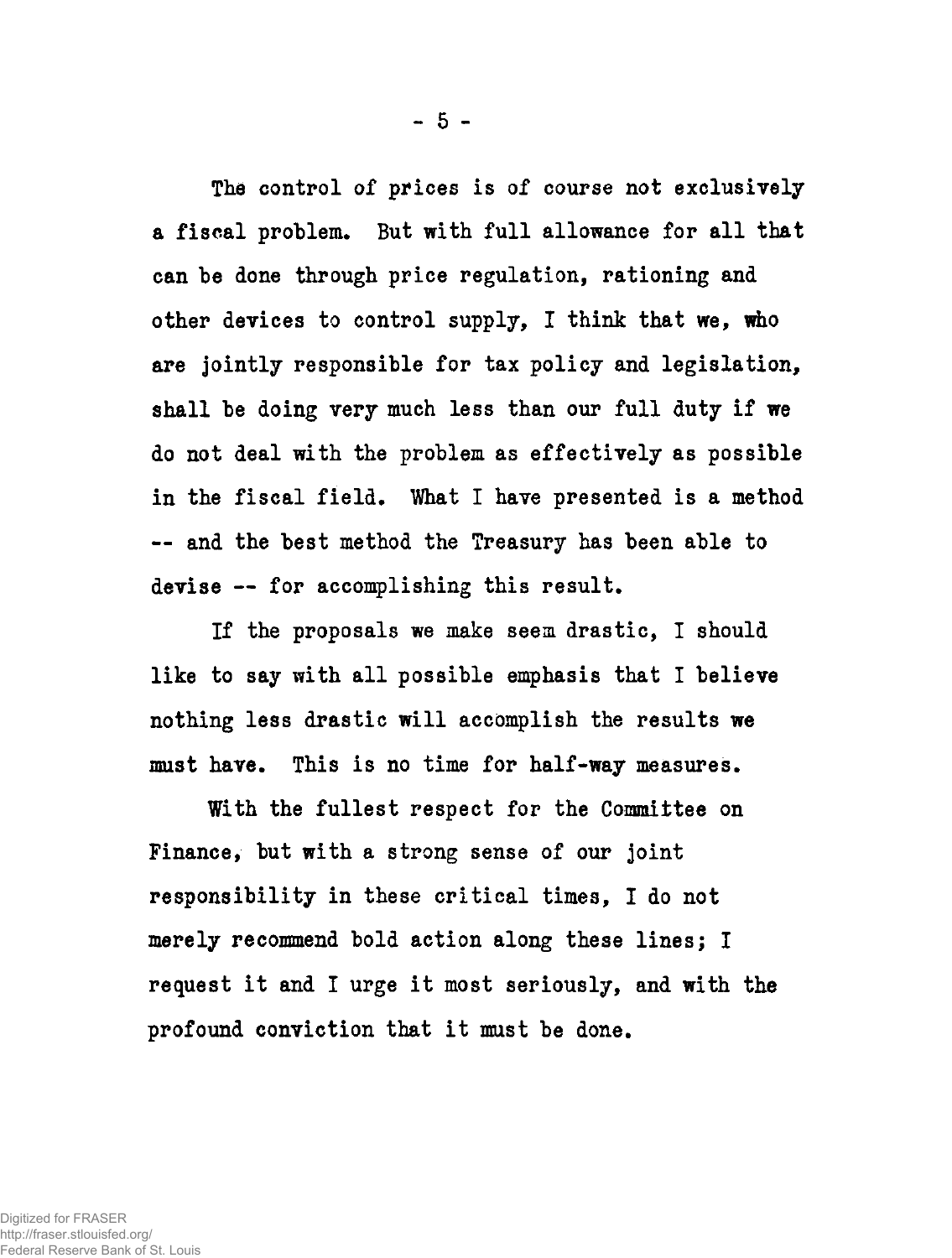The control of prices is of course not exclusively a fiscal problem. But with full allowance for all that can be done through price regulation, rationing and other devices to control supply, I think that we, who are jointly responsible for tax policy and legislation, shall be doing very much less than our full duty if we do not deal with the problem as effectively as possible in the fiscal field. What I have presented is a method -- and the best method the Treasury has been able to devise -- for accomplishing this result.

If the proposals we make seem drastic, I should like to say with all possible emphasis that I believe nothing less drastic will accomplish the results we must have. This is no time for half-way measures.

With the fullest respect for the Committee on Finance, but with a strong sense of our joint responsibility in these critical times, I do not merely recommend bold action along these lines; I request it and I urge it most seriously, and with the profound conviction that it must be done.